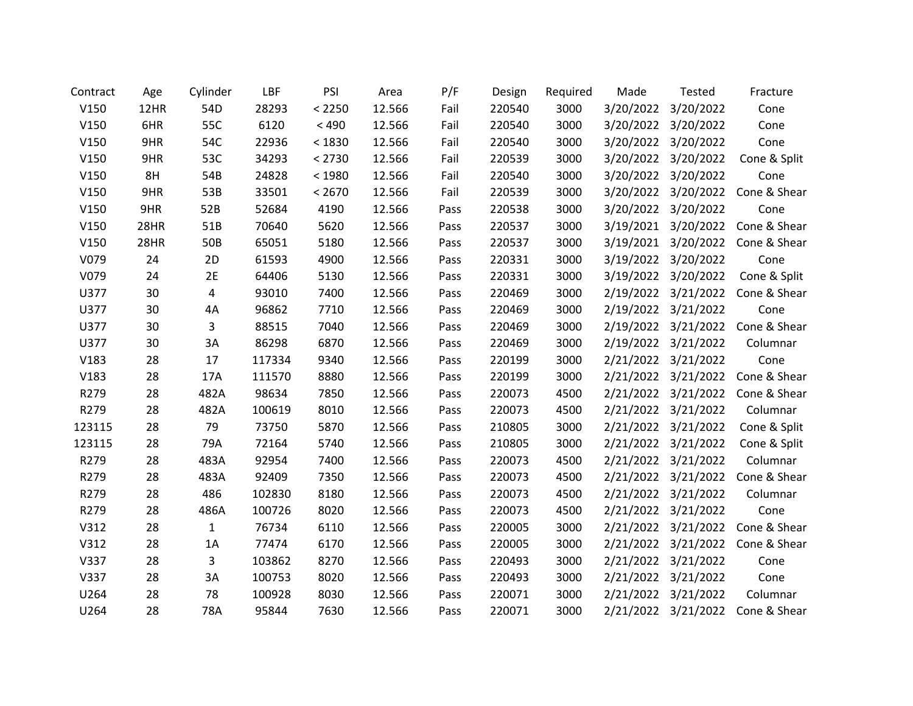| Contract | Age | Cylinder | LBF | PSI | Area | P/F | Design | Required | Made | Tested | Fracture |
|---|---|---|---|---|---|---|---|---|---|---|---|
| V150 | 12HR | 54D | 28293 | < 2250 | 12.566 | Fail | 220540 | 3000 | 3/20/2022 | 3/20/2022 | Cone |
| V150 | 6HR | 55C | 6120 | < 490 | 12.566 | Fail | 220540 | 3000 | 3/20/2022 | 3/20/2022 | Cone |
| V150 | 9HR | 54C | 22936 | < 1830 | 12.566 | Fail | 220540 | 3000 | 3/20/2022 | 3/20/2022 | Cone |
| V150 | 9HR | 53C | 34293 | < 2730 | 12.566 | Fail | 220539 | 3000 | 3/20/2022 | 3/20/2022 | Cone & Split |
| V150 | 8H | 54B | 24828 | < 1980 | 12.566 | Fail | 220540 | 3000 | 3/20/2022 | 3/20/2022 | Cone |
| V150 | 9HR | 53B | 33501 | < 2670 | 12.566 | Fail | 220539 | 3000 | 3/20/2022 | 3/20/2022 | Cone & Shear |
| V150 | 9HR | 52B | 52684 | 4190 | 12.566 | Pass | 220538 | 3000 | 3/20/2022 | 3/20/2022 | Cone |
| V150 | 28HR | 51B | 70640 | 5620 | 12.566 | Pass | 220537 | 3000 | 3/19/2021 | 3/20/2022 | Cone & Shear |
| V150 | 28HR | 50B | 65051 | 5180 | 12.566 | Pass | 220537 | 3000 | 3/19/2021 | 3/20/2022 | Cone & Shear |
| V079 | 24 | 2D | 61593 | 4900 | 12.566 | Pass | 220331 | 3000 | 3/19/2022 | 3/20/2022 | Cone |
| V079 | 24 | 2E | 64406 | 5130 | 12.566 | Pass | 220331 | 3000 | 3/19/2022 | 3/20/2022 | Cone & Split |
| U377 | 30 | 4 | 93010 | 7400 | 12.566 | Pass | 220469 | 3000 | 2/19/2022 | 3/21/2022 | Cone & Shear |
| U377 | 30 | 4A | 96862 | 7710 | 12.566 | Pass | 220469 | 3000 | 2/19/2022 | 3/21/2022 | Cone |
| U377 | 30 | 3 | 88515 | 7040 | 12.566 | Pass | 220469 | 3000 | 2/19/2022 | 3/21/2022 | Cone & Shear |
| U377 | 30 | 3A | 86298 | 6870 | 12.566 | Pass | 220469 | 3000 | 2/19/2022 | 3/21/2022 | Columnar |
| V183 | 28 | 17 | 117334 | 9340 | 12.566 | Pass | 220199 | 3000 | 2/21/2022 | 3/21/2022 | Cone |
| V183 | 28 | 17A | 111570 | 8880 | 12.566 | Pass | 220199 | 3000 | 2/21/2022 | 3/21/2022 | Cone & Shear |
| R279 | 28 | 482A | 98634 | 7850 | 12.566 | Pass | 220073 | 4500 | 2/21/2022 | 3/21/2022 | Cone & Shear |
| R279 | 28 | 482A | 100619 | 8010 | 12.566 | Pass | 220073 | 4500 | 2/21/2022 | 3/21/2022 | Columnar |
| 123115 | 28 | 79 | 73750 | 5870 | 12.566 | Pass | 210805 | 3000 | 2/21/2022 | 3/21/2022 | Cone & Split |
| 123115 | 28 | 79A | 72164 | 5740 | 12.566 | Pass | 210805 | 3000 | 2/21/2022 | 3/21/2022 | Cone & Split |
| R279 | 28 | 483A | 92954 | 7400 | 12.566 | Pass | 220073 | 4500 | 2/21/2022 | 3/21/2022 | Columnar |
| R279 | 28 | 483A | 92409 | 7350 | 12.566 | Pass | 220073 | 4500 | 2/21/2022 | 3/21/2022 | Cone & Shear |
| R279 | 28 | 486 | 102830 | 8180 | 12.566 | Pass | 220073 | 4500 | 2/21/2022 | 3/21/2022 | Columnar |
| R279 | 28 | 486A | 100726 | 8020 | 12.566 | Pass | 220073 | 4500 | 2/21/2022 | 3/21/2022 | Cone |
| V312 | 28 | 1 | 76734 | 6110 | 12.566 | Pass | 220005 | 3000 | 2/21/2022 | 3/21/2022 | Cone & Shear |
| V312 | 28 | 1A | 77474 | 6170 | 12.566 | Pass | 220005 | 3000 | 2/21/2022 | 3/21/2022 | Cone & Shear |
| V337 | 28 | 3 | 103862 | 8270 | 12.566 | Pass | 220493 | 3000 | 2/21/2022 | 3/21/2022 | Cone |
| V337 | 28 | 3A | 100753 | 8020 | 12.566 | Pass | 220493 | 3000 | 2/21/2022 | 3/21/2022 | Cone |
| U264 | 28 | 78 | 100928 | 8030 | 12.566 | Pass | 220071 | 3000 | 2/21/2022 | 3/21/2022 | Columnar |
| U264 | 28 | 78A | 95844 | 7630 | 12.566 | Pass | 220071 | 3000 | 2/21/2022 | 3/21/2022 | Cone & Shear |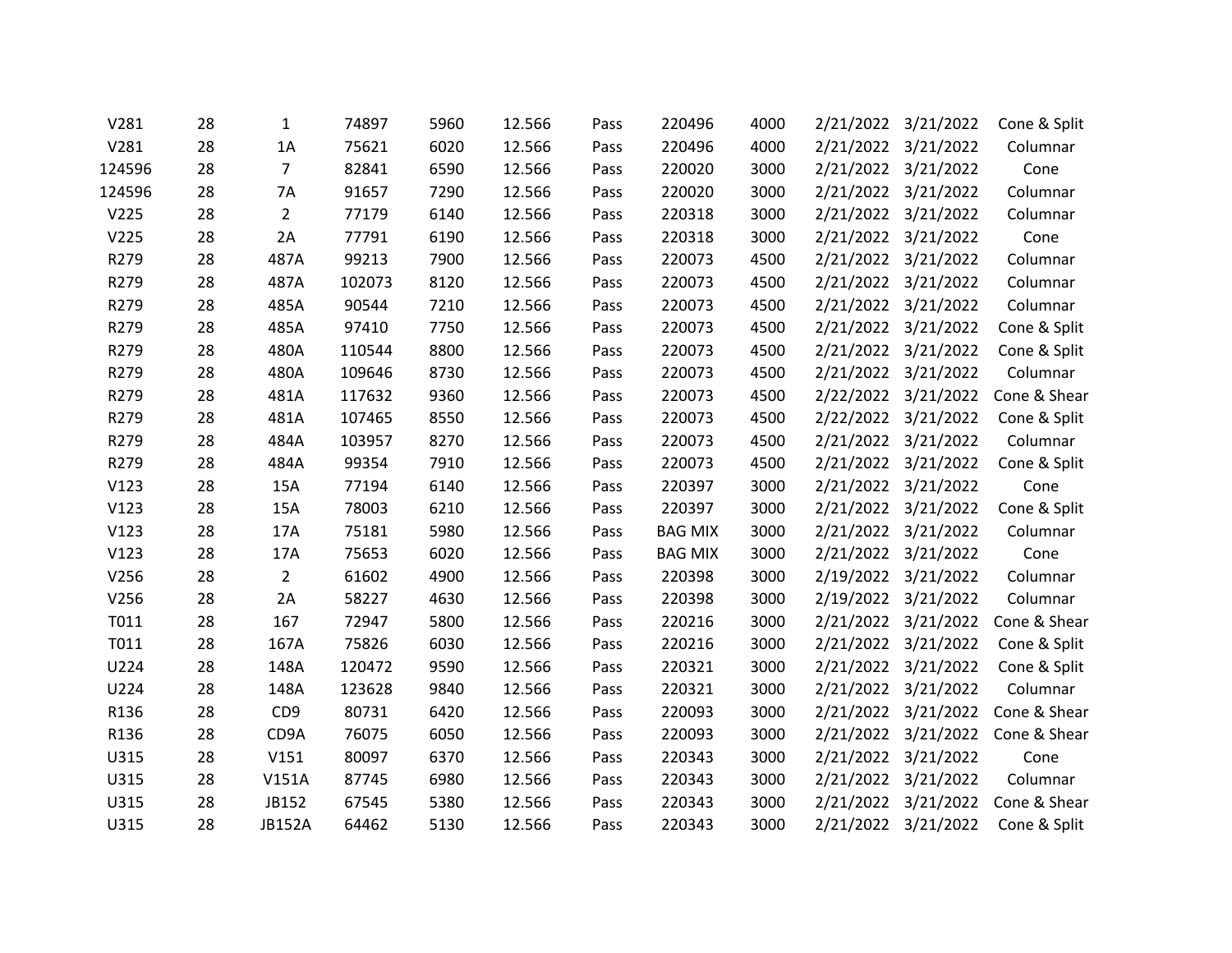|  |  |  |  |  |  |  |  |  |  |  |  |
|---|---|---|---|---|---|---|---|---|---|---|---|
| V281 | 28 | 1 | 74897 | 5960 | 12.566 | Pass | 220496 | 4000 | 2/21/2022 | 3/21/2022 | Cone & Split |
| V281 | 28 | 1A | 75621 | 6020 | 12.566 | Pass | 220496 | 4000 | 2/21/2022 | 3/21/2022 | Columnar |
| 124596 | 28 | 7 | 82841 | 6590 | 12.566 | Pass | 220020 | 3000 | 2/21/2022 | 3/21/2022 | Cone |
| 124596 | 28 | 7A | 91657 | 7290 | 12.566 | Pass | 220020 | 3000 | 2/21/2022 | 3/21/2022 | Columnar |
| V225 | 28 | 2 | 77179 | 6140 | 12.566 | Pass | 220318 | 3000 | 2/21/2022 | 3/21/2022 | Columnar |
| V225 | 28 | 2A | 77791 | 6190 | 12.566 | Pass | 220318 | 3000 | 2/21/2022 | 3/21/2022 | Cone |
| R279 | 28 | 487A | 99213 | 7900 | 12.566 | Pass | 220073 | 4500 | 2/21/2022 | 3/21/2022 | Columnar |
| R279 | 28 | 487A | 102073 | 8120 | 12.566 | Pass | 220073 | 4500 | 2/21/2022 | 3/21/2022 | Columnar |
| R279 | 28 | 485A | 90544 | 7210 | 12.566 | Pass | 220073 | 4500 | 2/21/2022 | 3/21/2022 | Columnar |
| R279 | 28 | 485A | 97410 | 7750 | 12.566 | Pass | 220073 | 4500 | 2/21/2022 | 3/21/2022 | Cone & Split |
| R279 | 28 | 480A | 110544 | 8800 | 12.566 | Pass | 220073 | 4500 | 2/21/2022 | 3/21/2022 | Cone & Split |
| R279 | 28 | 480A | 109646 | 8730 | 12.566 | Pass | 220073 | 4500 | 2/21/2022 | 3/21/2022 | Columnar |
| R279 | 28 | 481A | 117632 | 9360 | 12.566 | Pass | 220073 | 4500 | 2/22/2022 | 3/21/2022 | Cone & Shear |
| R279 | 28 | 481A | 107465 | 8550 | 12.566 | Pass | 220073 | 4500 | 2/22/2022 | 3/21/2022 | Cone & Split |
| R279 | 28 | 484A | 103957 | 8270 | 12.566 | Pass | 220073 | 4500 | 2/21/2022 | 3/21/2022 | Columnar |
| R279 | 28 | 484A | 99354 | 7910 | 12.566 | Pass | 220073 | 4500 | 2/21/2022 | 3/21/2022 | Cone & Split |
| V123 | 28 | 15A | 77194 | 6140 | 12.566 | Pass | 220397 | 3000 | 2/21/2022 | 3/21/2022 | Cone |
| V123 | 28 | 15A | 78003 | 6210 | 12.566 | Pass | 220397 | 3000 | 2/21/2022 | 3/21/2022 | Cone & Split |
| V123 | 28 | 17A | 75181 | 5980 | 12.566 | Pass | BAG MIX | 3000 | 2/21/2022 | 3/21/2022 | Columnar |
| V123 | 28 | 17A | 75653 | 6020 | 12.566 | Pass | BAG MIX | 3000 | 2/21/2022 | 3/21/2022 | Cone |
| V256 | 28 | 2 | 61602 | 4900 | 12.566 | Pass | 220398 | 3000 | 2/19/2022 | 3/21/2022 | Columnar |
| V256 | 28 | 2A | 58227 | 4630 | 12.566 | Pass | 220398 | 3000 | 2/19/2022 | 3/21/2022 | Columnar |
| T011 | 28 | 167 | 72947 | 5800 | 12.566 | Pass | 220216 | 3000 | 2/21/2022 | 3/21/2022 | Cone & Shear |
| T011 | 28 | 167A | 75826 | 6030 | 12.566 | Pass | 220216 | 3000 | 2/21/2022 | 3/21/2022 | Cone & Split |
| U224 | 28 | 148A | 120472 | 9590 | 12.566 | Pass | 220321 | 3000 | 2/21/2022 | 3/21/2022 | Cone & Split |
| U224 | 28 | 148A | 123628 | 9840 | 12.566 | Pass | 220321 | 3000 | 2/21/2022 | 3/21/2022 | Columnar |
| R136 | 28 | CD9 | 80731 | 6420 | 12.566 | Pass | 220093 | 3000 | 2/21/2022 | 3/21/2022 | Cone & Shear |
| R136 | 28 | CD9A | 76075 | 6050 | 12.566 | Pass | 220093 | 3000 | 2/21/2022 | 3/21/2022 | Cone & Shear |
| U315 | 28 | V151 | 80097 | 6370 | 12.566 | Pass | 220343 | 3000 | 2/21/2022 | 3/21/2022 | Cone |
| U315 | 28 | V151A | 87745 | 6980 | 12.566 | Pass | 220343 | 3000 | 2/21/2022 | 3/21/2022 | Columnar |
| U315 | 28 | JB152 | 67545 | 5380 | 12.566 | Pass | 220343 | 3000 | 2/21/2022 | 3/21/2022 | Cone & Shear |
| U315 | 28 | JB152A | 64462 | 5130 | 12.566 | Pass | 220343 | 3000 | 2/21/2022 | 3/21/2022 | Cone & Split |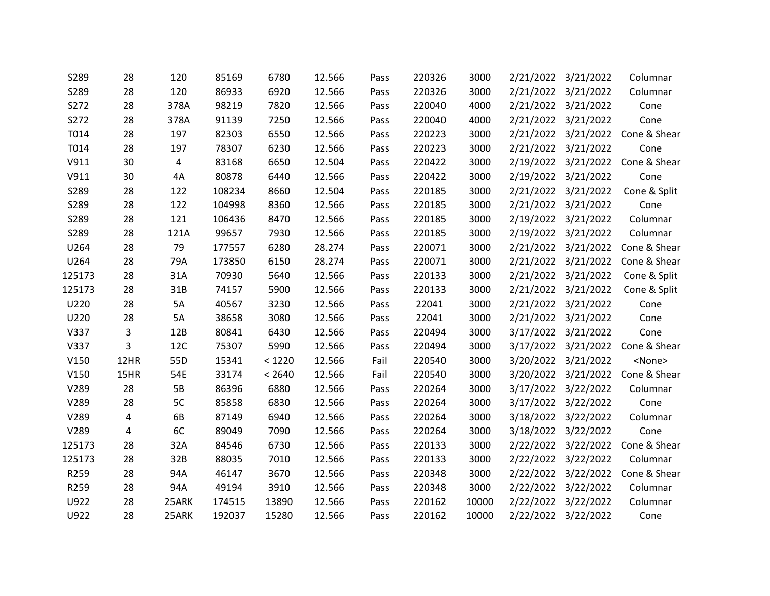| | | | | | | | | | | | |
|---|---|---|---|---|---|---|---|---|---|---|---|
| S289 | 28 | 120 | 85169 | 6780 | 12.566 | Pass | 220326 | 3000 | 2/21/2022 | 3/21/2022 | Columnar |
| S289 | 28 | 120 | 86933 | 6920 | 12.566 | Pass | 220326 | 3000 | 2/21/2022 | 3/21/2022 | Columnar |
| S272 | 28 | 378A | 98219 | 7820 | 12.566 | Pass | 220040 | 4000 | 2/21/2022 | 3/21/2022 | Cone |
| S272 | 28 | 378A | 91139 | 7250 | 12.566 | Pass | 220040 | 4000 | 2/21/2022 | 3/21/2022 | Cone |
| T014 | 28 | 197 | 82303 | 6550 | 12.566 | Pass | 220223 | 3000 | 2/21/2022 | 3/21/2022 | Cone & Shear |
| T014 | 28 | 197 | 78307 | 6230 | 12.566 | Pass | 220223 | 3000 | 2/21/2022 | 3/21/2022 | Cone |
| V911 | 30 | 4 | 83168 | 6650 | 12.504 | Pass | 220422 | 3000 | 2/19/2022 | 3/21/2022 | Cone & Shear |
| V911 | 30 | 4A | 80878 | 6440 | 12.566 | Pass | 220422 | 3000 | 2/19/2022 | 3/21/2022 | Cone |
| S289 | 28 | 122 | 108234 | 8660 | 12.504 | Pass | 220185 | 3000 | 2/21/2022 | 3/21/2022 | Cone & Split |
| S289 | 28 | 122 | 104998 | 8360 | 12.566 | Pass | 220185 | 3000 | 2/21/2022 | 3/21/2022 | Cone |
| S289 | 28 | 121 | 106436 | 8470 | 12.566 | Pass | 220185 | 3000 | 2/19/2022 | 3/21/2022 | Columnar |
| S289 | 28 | 121A | 99657 | 7930 | 12.566 | Pass | 220185 | 3000 | 2/19/2022 | 3/21/2022 | Columnar |
| U264 | 28 | 79 | 177557 | 6280 | 28.274 | Pass | 220071 | 3000 | 2/21/2022 | 3/21/2022 | Cone & Shear |
| U264 | 28 | 79A | 173850 | 6150 | 28.274 | Pass | 220071 | 3000 | 2/21/2022 | 3/21/2022 | Cone & Shear |
| 125173 | 28 | 31A | 70930 | 5640 | 12.566 | Pass | 220133 | 3000 | 2/21/2022 | 3/21/2022 | Cone & Split |
| 125173 | 28 | 31B | 74157 | 5900 | 12.566 | Pass | 220133 | 3000 | 2/21/2022 | 3/21/2022 | Cone & Split |
| U220 | 28 | 5A | 40567 | 3230 | 12.566 | Pass | 22041 | 3000 | 2/21/2022 | 3/21/2022 | Cone |
| U220 | 28 | 5A | 38658 | 3080 | 12.566 | Pass | 22041 | 3000 | 2/21/2022 | 3/21/2022 | Cone |
| V337 | 3 | 12B | 80841 | 6430 | 12.566 | Pass | 220494 | 3000 | 3/17/2022 | 3/21/2022 | Cone |
| V337 | 3 | 12C | 75307 | 5990 | 12.566 | Pass | 220494 | 3000 | 3/17/2022 | 3/21/2022 | Cone & Shear |
| V150 | 12HR | 55D | 15341 | < 1220 | 12.566 | Fail | 220540 | 3000 | 3/20/2022 | 3/21/2022 | <None> |
| V150 | 15HR | 54E | 33174 | < 2640 | 12.566 | Fail | 220540 | 3000 | 3/20/2022 | 3/21/2022 | Cone & Shear |
| V289 | 28 | 5B | 86396 | 6880 | 12.566 | Pass | 220264 | 3000 | 3/17/2022 | 3/22/2022 | Columnar |
| V289 | 28 | 5C | 85858 | 6830 | 12.566 | Pass | 220264 | 3000 | 3/17/2022 | 3/22/2022 | Cone |
| V289 | 4 | 6B | 87149 | 6940 | 12.566 | Pass | 220264 | 3000 | 3/18/2022 | 3/22/2022 | Columnar |
| V289 | 4 | 6C | 89049 | 7090 | 12.566 | Pass | 220264 | 3000 | 3/18/2022 | 3/22/2022 | Cone |
| 125173 | 28 | 32A | 84546 | 6730 | 12.566 | Pass | 220133 | 3000 | 2/22/2022 | 3/22/2022 | Cone & Shear |
| 125173 | 28 | 32B | 88035 | 7010 | 12.566 | Pass | 220133 | 3000 | 2/22/2022 | 3/22/2022 | Columnar |
| R259 | 28 | 94A | 46147 | 3670 | 12.566 | Pass | 220348 | 3000 | 2/22/2022 | 3/22/2022 | Cone & Shear |
| R259 | 28 | 94A | 49194 | 3910 | 12.566 | Pass | 220348 | 3000 | 2/22/2022 | 3/22/2022 | Columnar |
| U922 | 28 | 25ARK | 174515 | 13890 | 12.566 | Pass | 220162 | 10000 | 2/22/2022 | 3/22/2022 | Columnar |
| U922 | 28 | 25ARK | 192037 | 15280 | 12.566 | Pass | 220162 | 10000 | 2/22/2022 | 3/22/2022 | Cone |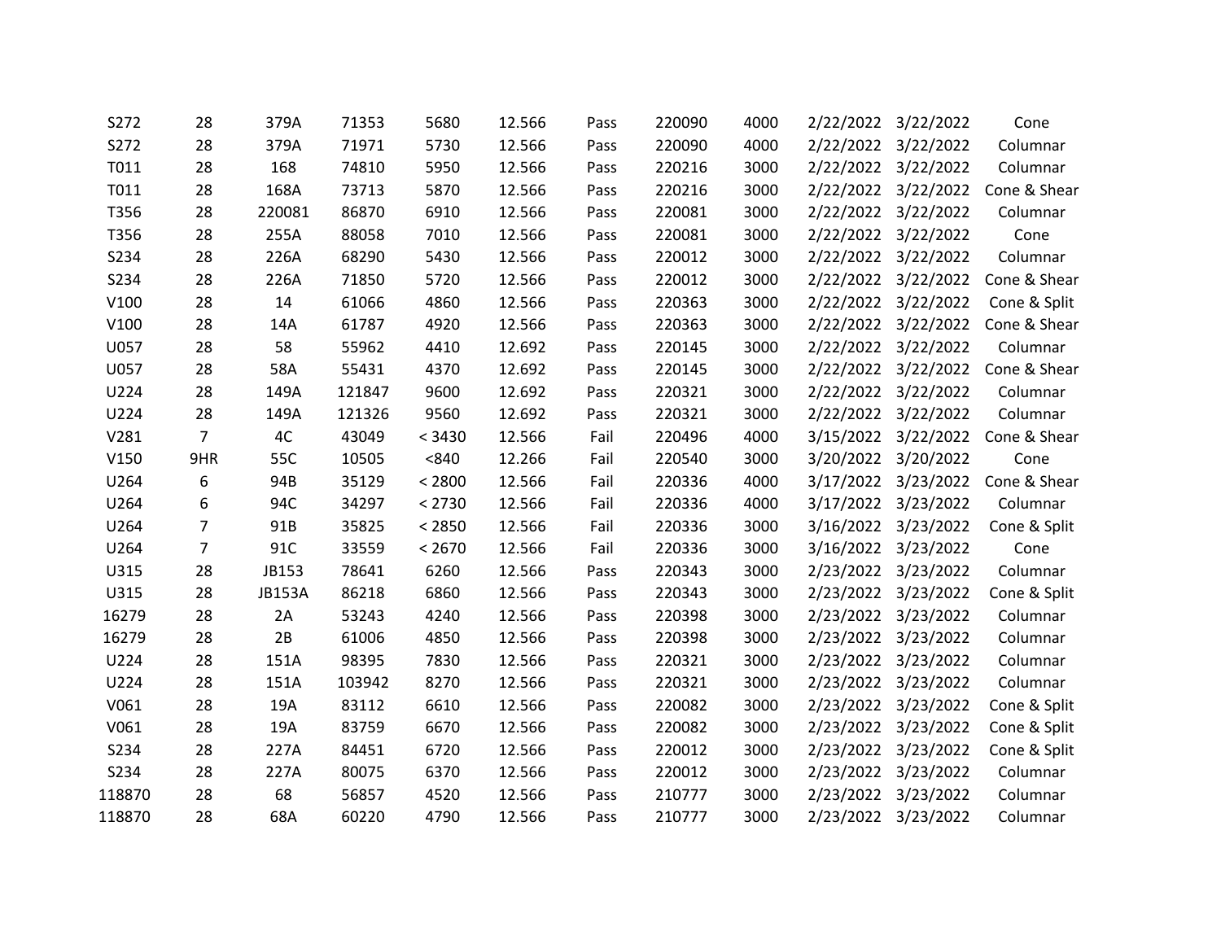| | | | | | | | | | | | |
|---|---|---|---|---|---|---|---|---|---|---|---|
| S272 | 28 | 379A | 71353 | 5680 | 12.566 | Pass | 220090 | 4000 | 2/22/2022 | 3/22/2022 | Cone |
| S272 | 28 | 379A | 71971 | 5730 | 12.566 | Pass | 220090 | 4000 | 2/22/2022 | 3/22/2022 | Columnar |
| T011 | 28 | 168 | 74810 | 5950 | 12.566 | Pass | 220216 | 3000 | 2/22/2022 | 3/22/2022 | Columnar |
| T011 | 28 | 168A | 73713 | 5870 | 12.566 | Pass | 220216 | 3000 | 2/22/2022 | 3/22/2022 | Cone & Shear |
| T356 | 28 | 220081 | 86870 | 6910 | 12.566 | Pass | 220081 | 3000 | 2/22/2022 | 3/22/2022 | Columnar |
| T356 | 28 | 255A | 88058 | 7010 | 12.566 | Pass | 220081 | 3000 | 2/22/2022 | 3/22/2022 | Cone |
| S234 | 28 | 226A | 68290 | 5430 | 12.566 | Pass | 220012 | 3000 | 2/22/2022 | 3/22/2022 | Columnar |
| S234 | 28 | 226A | 71850 | 5720 | 12.566 | Pass | 220012 | 3000 | 2/22/2022 | 3/22/2022 | Cone & Shear |
| V100 | 28 | 14 | 61066 | 4860 | 12.566 | Pass | 220363 | 3000 | 2/22/2022 | 3/22/2022 | Cone & Split |
| V100 | 28 | 14A | 61787 | 4920 | 12.566 | Pass | 220363 | 3000 | 2/22/2022 | 3/22/2022 | Cone & Shear |
| U057 | 28 | 58 | 55962 | 4410 | 12.692 | Pass | 220145 | 3000 | 2/22/2022 | 3/22/2022 | Columnar |
| U057 | 28 | 58A | 55431 | 4370 | 12.692 | Pass | 220145 | 3000 | 2/22/2022 | 3/22/2022 | Cone & Shear |
| U224 | 28 | 149A | 121847 | 9600 | 12.692 | Pass | 220321 | 3000 | 2/22/2022 | 3/22/2022 | Columnar |
| U224 | 28 | 149A | 121326 | 9560 | 12.692 | Pass | 220321 | 3000 | 2/22/2022 | 3/22/2022 | Columnar |
| V281 | 7 | 4C | 43049 | < 3430 | 12.566 | Fail | 220496 | 4000 | 3/15/2022 | 3/22/2022 | Cone & Shear |
| V150 | 9HR | 55C | 10505 | <840 | 12.266 | Fail | 220540 | 3000 | 3/20/2022 | 3/20/2022 | Cone |
| U264 | 6 | 94B | 35129 | < 2800 | 12.566 | Fail | 220336 | 4000 | 3/17/2022 | 3/23/2022 | Cone & Shear |
| U264 | 6 | 94C | 34297 | < 2730 | 12.566 | Fail | 220336 | 4000 | 3/17/2022 | 3/23/2022 | Columnar |
| U264 | 7 | 91B | 35825 | < 2850 | 12.566 | Fail | 220336 | 3000 | 3/16/2022 | 3/23/2022 | Cone & Split |
| U264 | 7 | 91C | 33559 | < 2670 | 12.566 | Fail | 220336 | 3000 | 3/16/2022 | 3/23/2022 | Cone |
| U315 | 28 | JB153 | 78641 | 6260 | 12.566 | Pass | 220343 | 3000 | 2/23/2022 | 3/23/2022 | Columnar |
| U315 | 28 | JB153A | 86218 | 6860 | 12.566 | Pass | 220343 | 3000 | 2/23/2022 | 3/23/2022 | Cone & Split |
| 16279 | 28 | 2A | 53243 | 4240 | 12.566 | Pass | 220398 | 3000 | 2/23/2022 | 3/23/2022 | Columnar |
| 16279 | 28 | 2B | 61006 | 4850 | 12.566 | Pass | 220398 | 3000 | 2/23/2022 | 3/23/2022 | Columnar |
| U224 | 28 | 151A | 98395 | 7830 | 12.566 | Pass | 220321 | 3000 | 2/23/2022 | 3/23/2022 | Columnar |
| U224 | 28 | 151A | 103942 | 8270 | 12.566 | Pass | 220321 | 3000 | 2/23/2022 | 3/23/2022 | Columnar |
| V061 | 28 | 19A | 83112 | 6610 | 12.566 | Pass | 220082 | 3000 | 2/23/2022 | 3/23/2022 | Cone & Split |
| V061 | 28 | 19A | 83759 | 6670 | 12.566 | Pass | 220082 | 3000 | 2/23/2022 | 3/23/2022 | Cone & Split |
| S234 | 28 | 227A | 84451 | 6720 | 12.566 | Pass | 220012 | 3000 | 2/23/2022 | 3/23/2022 | Cone & Split |
| S234 | 28 | 227A | 80075 | 6370 | 12.566 | Pass | 220012 | 3000 | 2/23/2022 | 3/23/2022 | Columnar |
| 118870 | 28 | 68 | 56857 | 4520 | 12.566 | Pass | 210777 | 3000 | 2/23/2022 | 3/23/2022 | Columnar |
| 118870 | 28 | 68A | 60220 | 4790 | 12.566 | Pass | 210777 | 3000 | 2/23/2022 | 3/23/2022 | Columnar |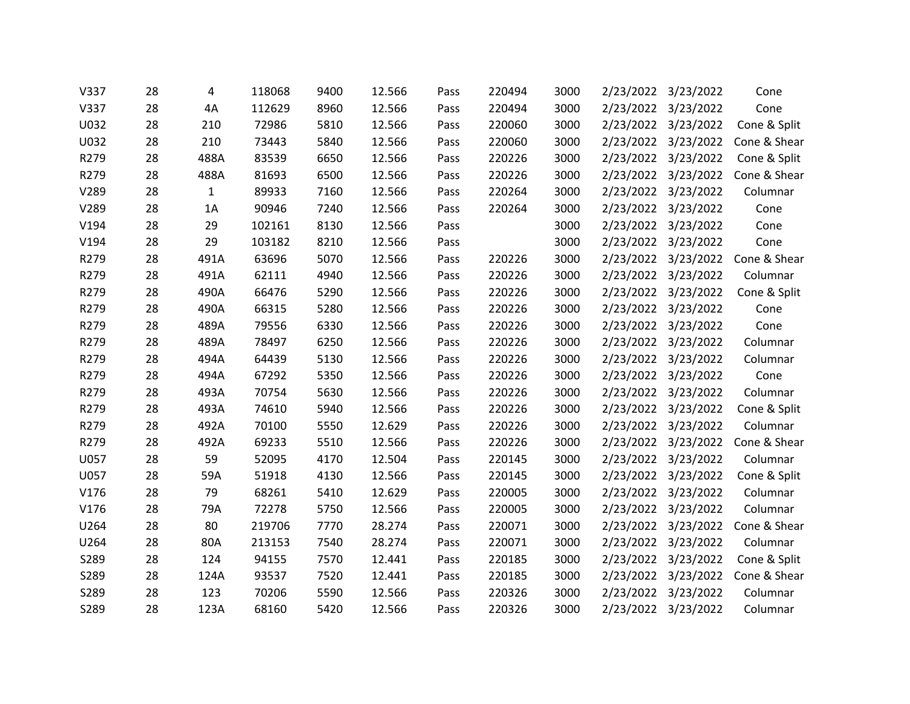| | | | | | | | | | | | |
|---|---|---|---|---|---|---|---|---|---|---|---|
| V337 | 28 | 4 | 118068 | 9400 | 12.566 | Pass | 220494 | 3000 | 2/23/2022 | 3/23/2022 | Cone |
| V337 | 28 | 4A | 112629 | 8960 | 12.566 | Pass | 220494 | 3000 | 2/23/2022 | 3/23/2022 | Cone |
| U032 | 28 | 210 | 72986 | 5810 | 12.566 | Pass | 220060 | 3000 | 2/23/2022 | 3/23/2022 | Cone & Split |
| U032 | 28 | 210 | 73443 | 5840 | 12.566 | Pass | 220060 | 3000 | 2/23/2022 | 3/23/2022 | Cone & Shear |
| R279 | 28 | 488A | 83539 | 6650 | 12.566 | Pass | 220226 | 3000 | 2/23/2022 | 3/23/2022 | Cone & Split |
| R279 | 28 | 488A | 81693 | 6500 | 12.566 | Pass | 220226 | 3000 | 2/23/2022 | 3/23/2022 | Cone & Shear |
| V289 | 28 | 1 | 89933 | 7160 | 12.566 | Pass | 220264 | 3000 | 2/23/2022 | 3/23/2022 | Columnar |
| V289 | 28 | 1A | 90946 | 7240 | 12.566 | Pass | 220264 | 3000 | 2/23/2022 | 3/23/2022 | Cone |
| V194 | 28 | 29 | 102161 | 8130 | 12.566 | Pass | | 3000 | 2/23/2022 | 3/23/2022 | Cone |
| V194 | 28 | 29 | 103182 | 8210 | 12.566 | Pass | | 3000 | 2/23/2022 | 3/23/2022 | Cone |
| R279 | 28 | 491A | 63696 | 5070 | 12.566 | Pass | 220226 | 3000 | 2/23/2022 | 3/23/2022 | Cone & Shear |
| R279 | 28 | 491A | 62111 | 4940 | 12.566 | Pass | 220226 | 3000 | 2/23/2022 | 3/23/2022 | Columnar |
| R279 | 28 | 490A | 66476 | 5290 | 12.566 | Pass | 220226 | 3000 | 2/23/2022 | 3/23/2022 | Cone & Split |
| R279 | 28 | 490A | 66315 | 5280 | 12.566 | Pass | 220226 | 3000 | 2/23/2022 | 3/23/2022 | Cone |
| R279 | 28 | 489A | 79556 | 6330 | 12.566 | Pass | 220226 | 3000 | 2/23/2022 | 3/23/2022 | Cone |
| R279 | 28 | 489A | 78497 | 6250 | 12.566 | Pass | 220226 | 3000 | 2/23/2022 | 3/23/2022 | Columnar |
| R279 | 28 | 494A | 64439 | 5130 | 12.566 | Pass | 220226 | 3000 | 2/23/2022 | 3/23/2022 | Columnar |
| R279 | 28 | 494A | 67292 | 5350 | 12.566 | Pass | 220226 | 3000 | 2/23/2022 | 3/23/2022 | Cone |
| R279 | 28 | 493A | 70754 | 5630 | 12.566 | Pass | 220226 | 3000 | 2/23/2022 | 3/23/2022 | Columnar |
| R279 | 28 | 493A | 74610 | 5940 | 12.566 | Pass | 220226 | 3000 | 2/23/2022 | 3/23/2022 | Cone & Split |
| R279 | 28 | 492A | 70100 | 5550 | 12.629 | Pass | 220226 | 3000 | 2/23/2022 | 3/23/2022 | Columnar |
| R279 | 28 | 492A | 69233 | 5510 | 12.566 | Pass | 220226 | 3000 | 2/23/2022 | 3/23/2022 | Cone & Shear |
| U057 | 28 | 59 | 52095 | 4170 | 12.504 | Pass | 220145 | 3000 | 2/23/2022 | 3/23/2022 | Columnar |
| U057 | 28 | 59A | 51918 | 4130 | 12.566 | Pass | 220145 | 3000 | 2/23/2022 | 3/23/2022 | Cone & Split |
| V176 | 28 | 79 | 68261 | 5410 | 12.629 | Pass | 220005 | 3000 | 2/23/2022 | 3/23/2022 | Columnar |
| V176 | 28 | 79A | 72278 | 5750 | 12.566 | Pass | 220005 | 3000 | 2/23/2022 | 3/23/2022 | Columnar |
| U264 | 28 | 80 | 219706 | 7770 | 28.274 | Pass | 220071 | 3000 | 2/23/2022 | 3/23/2022 | Cone & Shear |
| U264 | 28 | 80A | 213153 | 7540 | 28.274 | Pass | 220071 | 3000 | 2/23/2022 | 3/23/2022 | Columnar |
| S289 | 28 | 124 | 94155 | 7570 | 12.441 | Pass | 220185 | 3000 | 2/23/2022 | 3/23/2022 | Cone & Split |
| S289 | 28 | 124A | 93537 | 7520 | 12.441 | Pass | 220185 | 3000 | 2/23/2022 | 3/23/2022 | Cone & Shear |
| S289 | 28 | 123 | 70206 | 5590 | 12.566 | Pass | 220326 | 3000 | 2/23/2022 | 3/23/2022 | Columnar |
| S289 | 28 | 123A | 68160 | 5420 | 12.566 | Pass | 220326 | 3000 | 2/23/2022 | 3/23/2022 | Columnar |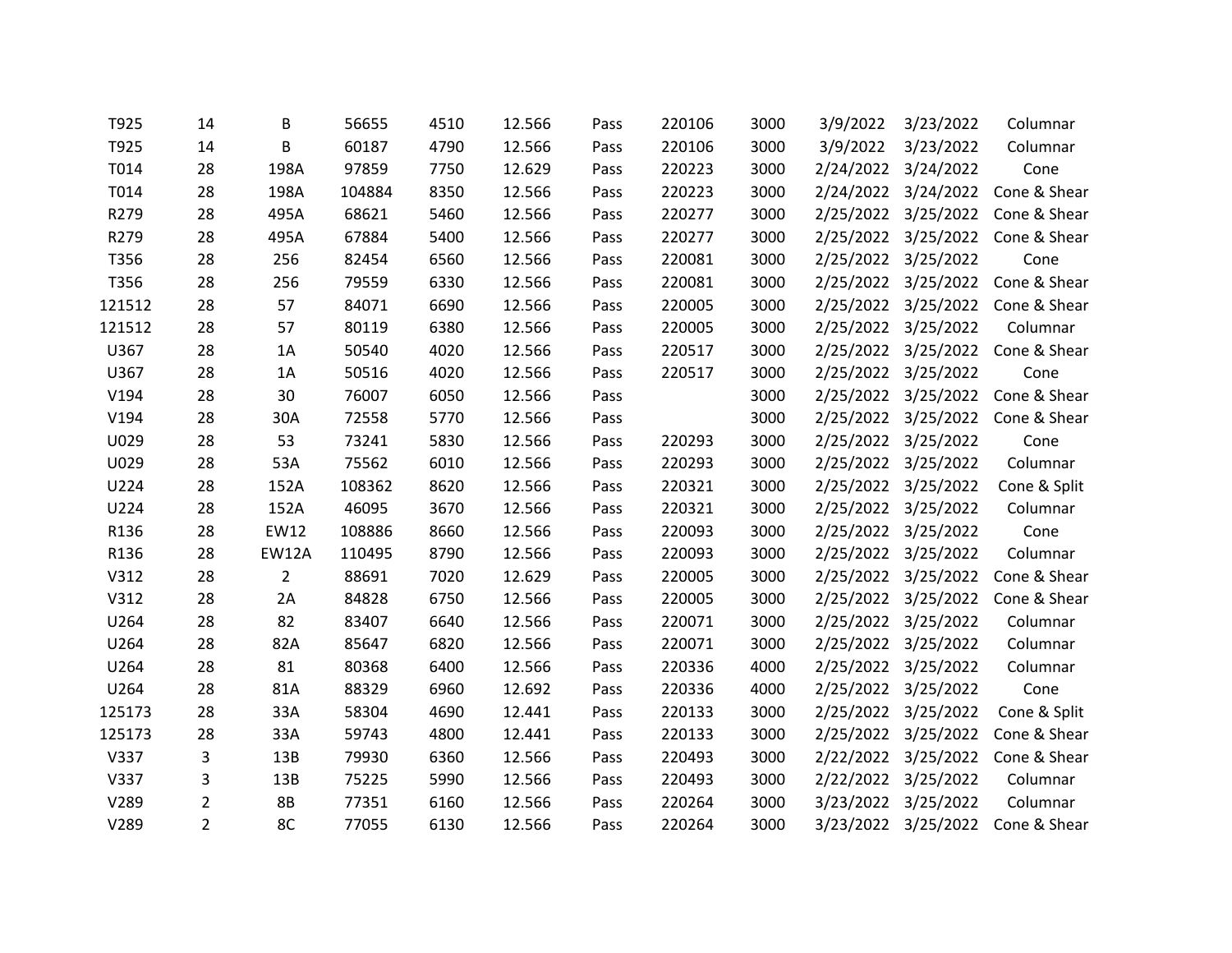| | | | | | | | | | | | |
|---|---|---|---|---|---|---|---|---|---|---|---|
| T925 | 14 | B | 56655 | 4510 | 12.566 | Pass | 220106 | 3000 | 3/9/2022 | 3/23/2022 | Columnar |
| T925 | 14 | B | 60187 | 4790 | 12.566 | Pass | 220106 | 3000 | 3/9/2022 | 3/23/2022 | Columnar |
| T014 | 28 | 198A | 97859 | 7750 | 12.629 | Pass | 220223 | 3000 | 2/24/2022 | 3/24/2022 | Cone |
| T014 | 28 | 198A | 104884 | 8350 | 12.566 | Pass | 220223 | 3000 | 2/24/2022 | 3/24/2022 | Cone & Shear |
| R279 | 28 | 495A | 68621 | 5460 | 12.566 | Pass | 220277 | 3000 | 2/25/2022 | 3/25/2022 | Cone & Shear |
| R279 | 28 | 495A | 67884 | 5400 | 12.566 | Pass | 220277 | 3000 | 2/25/2022 | 3/25/2022 | Cone & Shear |
| T356 | 28 | 256 | 82454 | 6560 | 12.566 | Pass | 220081 | 3000 | 2/25/2022 | 3/25/2022 | Cone |
| T356 | 28 | 256 | 79559 | 6330 | 12.566 | Pass | 220081 | 3000 | 2/25/2022 | 3/25/2022 | Cone & Shear |
| 121512 | 28 | 57 | 84071 | 6690 | 12.566 | Pass | 220005 | 3000 | 2/25/2022 | 3/25/2022 | Cone & Shear |
| 121512 | 28 | 57 | 80119 | 6380 | 12.566 | Pass | 220005 | 3000 | 2/25/2022 | 3/25/2022 | Columnar |
| U367 | 28 | 1A | 50540 | 4020 | 12.566 | Pass | 220517 | 3000 | 2/25/2022 | 3/25/2022 | Cone & Shear |
| U367 | 28 | 1A | 50516 | 4020 | 12.566 | Pass | 220517 | 3000 | 2/25/2022 | 3/25/2022 | Cone |
| V194 | 28 | 30 | 76007 | 6050 | 12.566 | Pass | | 3000 | 2/25/2022 | 3/25/2022 | Cone & Shear |
| V194 | 28 | 30A | 72558 | 5770 | 12.566 | Pass | | 3000 | 2/25/2022 | 3/25/2022 | Cone & Shear |
| U029 | 28 | 53 | 73241 | 5830 | 12.566 | Pass | 220293 | 3000 | 2/25/2022 | 3/25/2022 | Cone |
| U029 | 28 | 53A | 75562 | 6010 | 12.566 | Pass | 220293 | 3000 | 2/25/2022 | 3/25/2022 | Columnar |
| U224 | 28 | 152A | 108362 | 8620 | 12.566 | Pass | 220321 | 3000 | 2/25/2022 | 3/25/2022 | Cone & Split |
| U224 | 28 | 152A | 46095 | 3670 | 12.566 | Pass | 220321 | 3000 | 2/25/2022 | 3/25/2022 | Columnar |
| R136 | 28 | EW12 | 108886 | 8660 | 12.566 | Pass | 220093 | 3000 | 2/25/2022 | 3/25/2022 | Cone |
| R136 | 28 | EW12A | 110495 | 8790 | 12.566 | Pass | 220093 | 3000 | 2/25/2022 | 3/25/2022 | Columnar |
| V312 | 28 | 2 | 88691 | 7020 | 12.629 | Pass | 220005 | 3000 | 2/25/2022 | 3/25/2022 | Cone & Shear |
| V312 | 28 | 2A | 84828 | 6750 | 12.566 | Pass | 220005 | 3000 | 2/25/2022 | 3/25/2022 | Cone & Shear |
| U264 | 28 | 82 | 83407 | 6640 | 12.566 | Pass | 220071 | 3000 | 2/25/2022 | 3/25/2022 | Columnar |
| U264 | 28 | 82A | 85647 | 6820 | 12.566 | Pass | 220071 | 3000 | 2/25/2022 | 3/25/2022 | Columnar |
| U264 | 28 | 81 | 80368 | 6400 | 12.566 | Pass | 220336 | 4000 | 2/25/2022 | 3/25/2022 | Columnar |
| U264 | 28 | 81A | 88329 | 6960 | 12.692 | Pass | 220336 | 4000 | 2/25/2022 | 3/25/2022 | Cone |
| 125173 | 28 | 33A | 58304 | 4690 | 12.441 | Pass | 220133 | 3000 | 2/25/2022 | 3/25/2022 | Cone & Split |
| 125173 | 28 | 33A | 59743 | 4800 | 12.441 | Pass | 220133 | 3000 | 2/25/2022 | 3/25/2022 | Cone & Shear |
| V337 | 3 | 13B | 79930 | 6360 | 12.566 | Pass | 220493 | 3000 | 2/22/2022 | 3/25/2022 | Cone & Shear |
| V337 | 3 | 13B | 75225 | 5990 | 12.566 | Pass | 220493 | 3000 | 2/22/2022 | 3/25/2022 | Columnar |
| V289 | 2 | 8B | 77351 | 6160 | 12.566 | Pass | 220264 | 3000 | 3/23/2022 | 3/25/2022 | Columnar |
| V289 | 2 | 8C | 77055 | 6130 | 12.566 | Pass | 220264 | 3000 | 3/23/2022 | 3/25/2022 | Cone & Shear |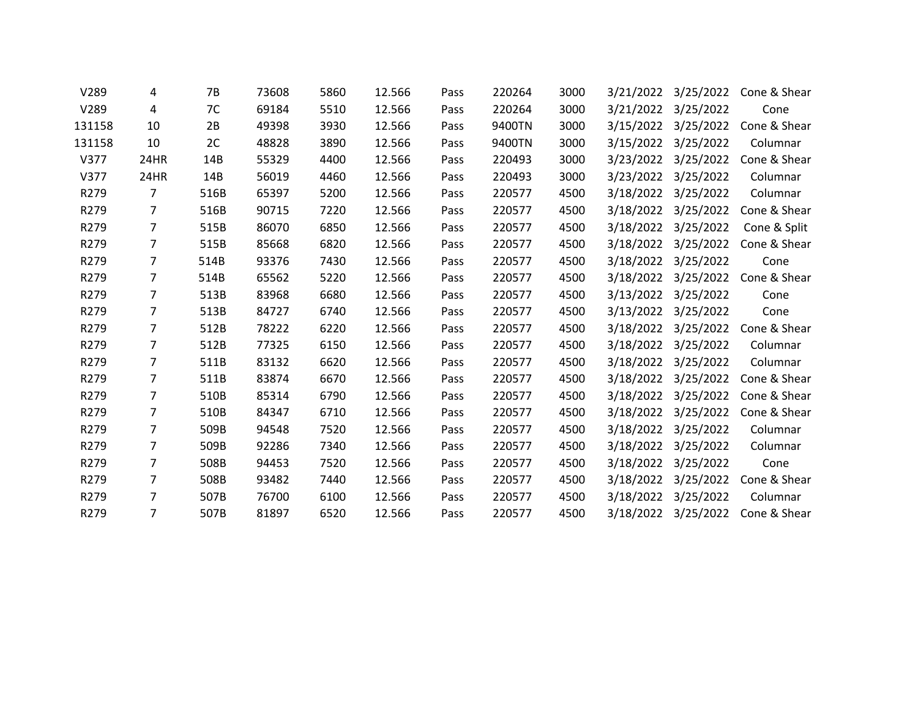| | | | | | | | | | | | |
|---|---|---|---|---|---|---|---|---|---|---|---|
| V289 | 4 | 7B | 73608 | 5860 | 12.566 | Pass | 220264 | 3000 | 3/21/2022 | 3/25/2022 | Cone & Shear |
| V289 | 4 | 7C | 69184 | 5510 | 12.566 | Pass | 220264 | 3000 | 3/21/2022 | 3/25/2022 | Cone |
| 131158 | 10 | 2B | 49398 | 3930 | 12.566 | Pass | 9400TN | 3000 | 3/15/2022 | 3/25/2022 | Cone & Shear |
| 131158 | 10 | 2C | 48828 | 3890 | 12.566 | Pass | 9400TN | 3000 | 3/15/2022 | 3/25/2022 | Columnar |
| V377 | 24HR | 14B | 55329 | 4400 | 12.566 | Pass | 220493 | 3000 | 3/23/2022 | 3/25/2022 | Cone & Shear |
| V377 | 24HR | 14B | 56019 | 4460 | 12.566 | Pass | 220493 | 3000 | 3/23/2022 | 3/25/2022 | Columnar |
| R279 | 7 | 516B | 65397 | 5200 | 12.566 | Pass | 220577 | 4500 | 3/18/2022 | 3/25/2022 | Columnar |
| R279 | 7 | 516B | 90715 | 7220 | 12.566 | Pass | 220577 | 4500 | 3/18/2022 | 3/25/2022 | Cone & Shear |
| R279 | 7 | 515B | 86070 | 6850 | 12.566 | Pass | 220577 | 4500 | 3/18/2022 | 3/25/2022 | Cone & Split |
| R279 | 7 | 515B | 85668 | 6820 | 12.566 | Pass | 220577 | 4500 | 3/18/2022 | 3/25/2022 | Cone & Shear |
| R279 | 7 | 514B | 93376 | 7430 | 12.566 | Pass | 220577 | 4500 | 3/18/2022 | 3/25/2022 | Cone |
| R279 | 7 | 514B | 65562 | 5220 | 12.566 | Pass | 220577 | 4500 | 3/18/2022 | 3/25/2022 | Cone & Shear |
| R279 | 7 | 513B | 83968 | 6680 | 12.566 | Pass | 220577 | 4500 | 3/13/2022 | 3/25/2022 | Cone |
| R279 | 7 | 513B | 84727 | 6740 | 12.566 | Pass | 220577 | 4500 | 3/13/2022 | 3/25/2022 | Cone |
| R279 | 7 | 512B | 78222 | 6220 | 12.566 | Pass | 220577 | 4500 | 3/18/2022 | 3/25/2022 | Cone & Shear |
| R279 | 7 | 512B | 77325 | 6150 | 12.566 | Pass | 220577 | 4500 | 3/18/2022 | 3/25/2022 | Columnar |
| R279 | 7 | 511B | 83132 | 6620 | 12.566 | Pass | 220577 | 4500 | 3/18/2022 | 3/25/2022 | Columnar |
| R279 | 7 | 511B | 83874 | 6670 | 12.566 | Pass | 220577 | 4500 | 3/18/2022 | 3/25/2022 | Cone & Shear |
| R279 | 7 | 510B | 85314 | 6790 | 12.566 | Pass | 220577 | 4500 | 3/18/2022 | 3/25/2022 | Cone & Shear |
| R279 | 7 | 510B | 84347 | 6710 | 12.566 | Pass | 220577 | 4500 | 3/18/2022 | 3/25/2022 | Cone & Shear |
| R279 | 7 | 509B | 94548 | 7520 | 12.566 | Pass | 220577 | 4500 | 3/18/2022 | 3/25/2022 | Columnar |
| R279 | 7 | 509B | 92286 | 7340 | 12.566 | Pass | 220577 | 4500 | 3/18/2022 | 3/25/2022 | Columnar |
| R279 | 7 | 508B | 94453 | 7520 | 12.566 | Pass | 220577 | 4500 | 3/18/2022 | 3/25/2022 | Cone |
| R279 | 7 | 508B | 93482 | 7440 | 12.566 | Pass | 220577 | 4500 | 3/18/2022 | 3/25/2022 | Cone & Shear |
| R279 | 7 | 507B | 76700 | 6100 | 12.566 | Pass | 220577 | 4500 | 3/18/2022 | 3/25/2022 | Columnar |
| R279 | 7 | 507B | 81897 | 6520 | 12.566 | Pass | 220577 | 4500 | 3/18/2022 | 3/25/2022 | Cone & Shear |